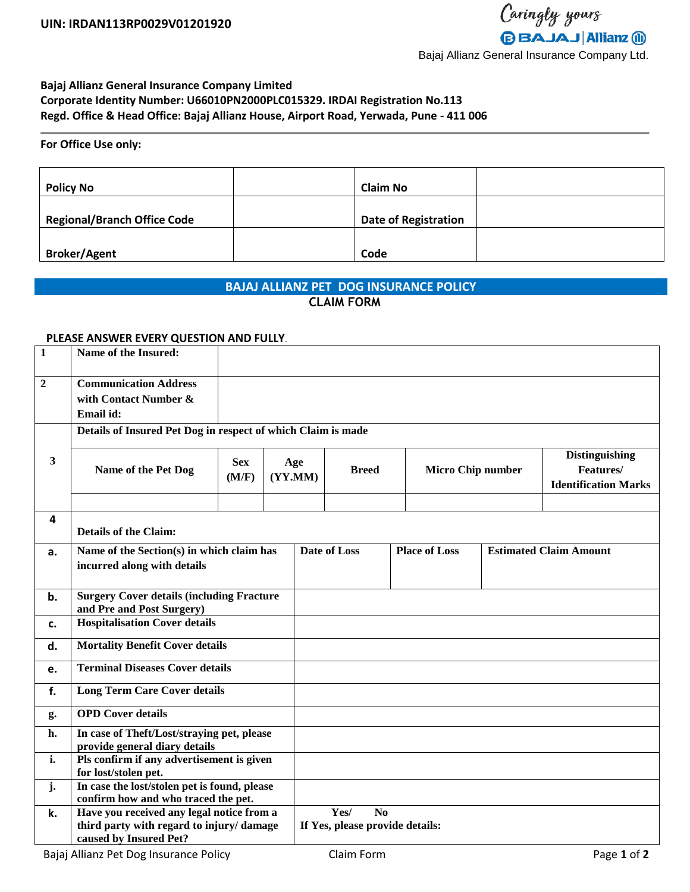UIN: IRDAN113RP0029V01201920

Caringly yours
BAJAJ | Allianz

Bajaj Allianz General Insurance Company Ltd.

**Bajaj Allianz General Insurance Company Limited**
**Corporate Identity Number: U66010PN2000PLC015329. IRDAI Registration No.113**
**Regd. Office & Head Office: Bajaj Allianz House, Airport Road, Yerwada, Pune - 411 006**

**For Office Use only:**

| Policy No | | Claim No | |
|---|---|---|---|
| Regional/Branch Office Code | | Date of Registration | |
| Broker/Agent | | Code | |

## BAJAJ ALLIANZ PET DOG INSURANCE POLICY

### CLAIM FORM

**PLEASE ANSWER EVERY QUESTION AND FULLY.**

| 1 | **Name of the Insured:** | | | | | |
|---|---|---|---|---|---|---|
| 2 | **Communication Address with Contact Number & Email id:** | | | | | |
| 3 | **Details of Insured Pet Dog in respect of which Claim is made** | | | | | |
| | **Name of the Pet Dog** | **Sex (M/F)** | **Age (YY.MM)** | **Breed** | **Micro Chip number** | **Distinguishing Features/ Identification Marks** |
| | | | | | | |

| 4 | **Details of the Claim:** | | | |
|---|---|---|---|---|
| a. | **Name of the Section(s) in which claim has incurred along with details** | **Date of Loss** | **Place of Loss** | **Estimated Claim Amount** |
| b. | **Surgery Cover details (including Fracture and Pre and Post Surgery)** | | | |
| c. | **Hospitalisation Cover details** | | | |
| d. | **Mortality Benefit Cover details** | | | |
| e. | **Terminal Diseases Cover details** | | | |
| f. | **Long Term Care Cover details** | | | |
| g. | **OPD Cover details** | | | |
| h. | **In case of Theft/Lost/straying pet, please provide general diary details** | | | |
| i. | **Pls confirm if any advertisement is given for lost/stolen pet.** | | | |
| j. | **In case the lost/stolen pet is found, please confirm how and who traced the pet.** | | | |
| k. | **Have you received any legal notice from a third party with regard to injury/ damage caused by Insured Pet?** | **Yes/ No** **If Yes, please provide details:** | | |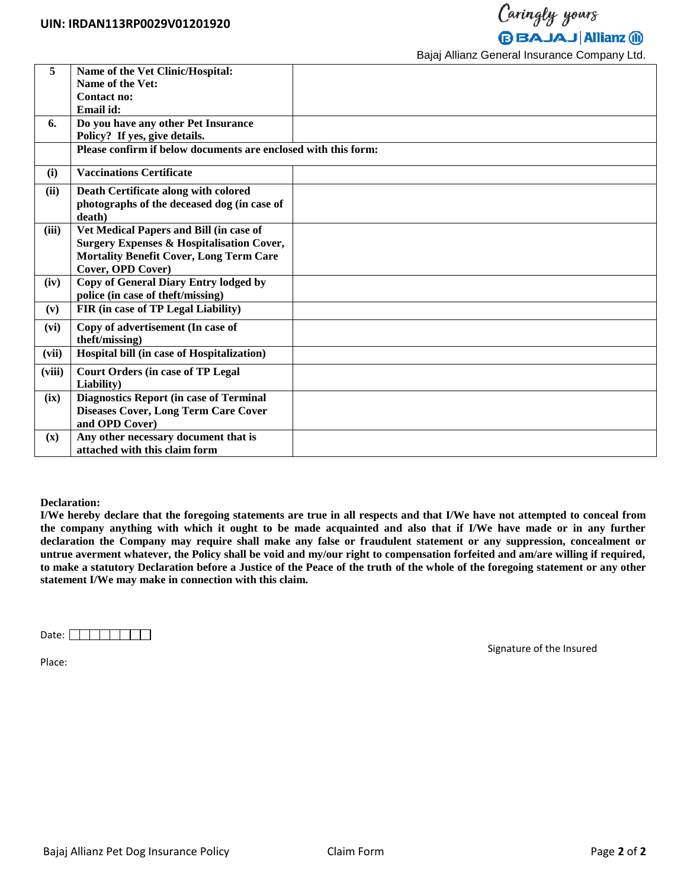| | | |
|---|---|---|
| **5** | **Name of the Vet Clinic/Hospital:**<br>**Name of the Vet:**<br>**Contact no:**<br>**Email id:** | |
| **6.** | **Do you have any other Pet Insurance Policy? If yes, give details.** | |
| | **Please confirm if below documents are enclosed with this form:** | |
| **(i)** | **Vaccinations Certificate** | |
| **(ii)** | **Death Certificate along with colored photographs of the deceased dog (in case of death)** | |
| **(iii)** | **Vet Medical Papers and Bill (in case of Surgery Expenses & Hospitalisation Cover, Mortality Benefit Cover, Long Term Care Cover, OPD Cover)** | |
| **(iv)** | **Copy of General Diary Entry lodged by police (in case of theft/missing)** | |
| **(v)** | **FIR (in case of TP Legal Liability)** | |
| **(vi)** | **Copy of advertisement (In case of theft/missing)** | |
| **(vii)** | **Hospital bill (in case of Hospitalization)** | |
| **(viii)** | **Court Orders (in case of TP Legal Liability)** | |
| **(ix)** | **Diagnostics Report (in case of Terminal Diseases Cover, Long Term Care Cover and OPD Cover)** | |
| **(x)** | **Any other necessary document that is attached with this claim form** | |

**Declaration:**

**I/We hereby declare that the foregoing statements are true in all respects and that I/We have not attempted to conceal from the company anything with which it ought to be made acquainted and also that if I/We have made or in any further declaration the Company may require shall make any false or fraudulent statement or any suppression, concealment or untrue averment whatever, the Policy shall be void and my/our right to compensation forfeited and am/are willing if required, to make a statutory Declaration before a Justice of the Peace of the truth of the whole of the foregoing statement or any other statement I/We may make in connection with this claim.**

Date: ☐☐☐☐☐☐☐☐

Signature of the Insured

Place: